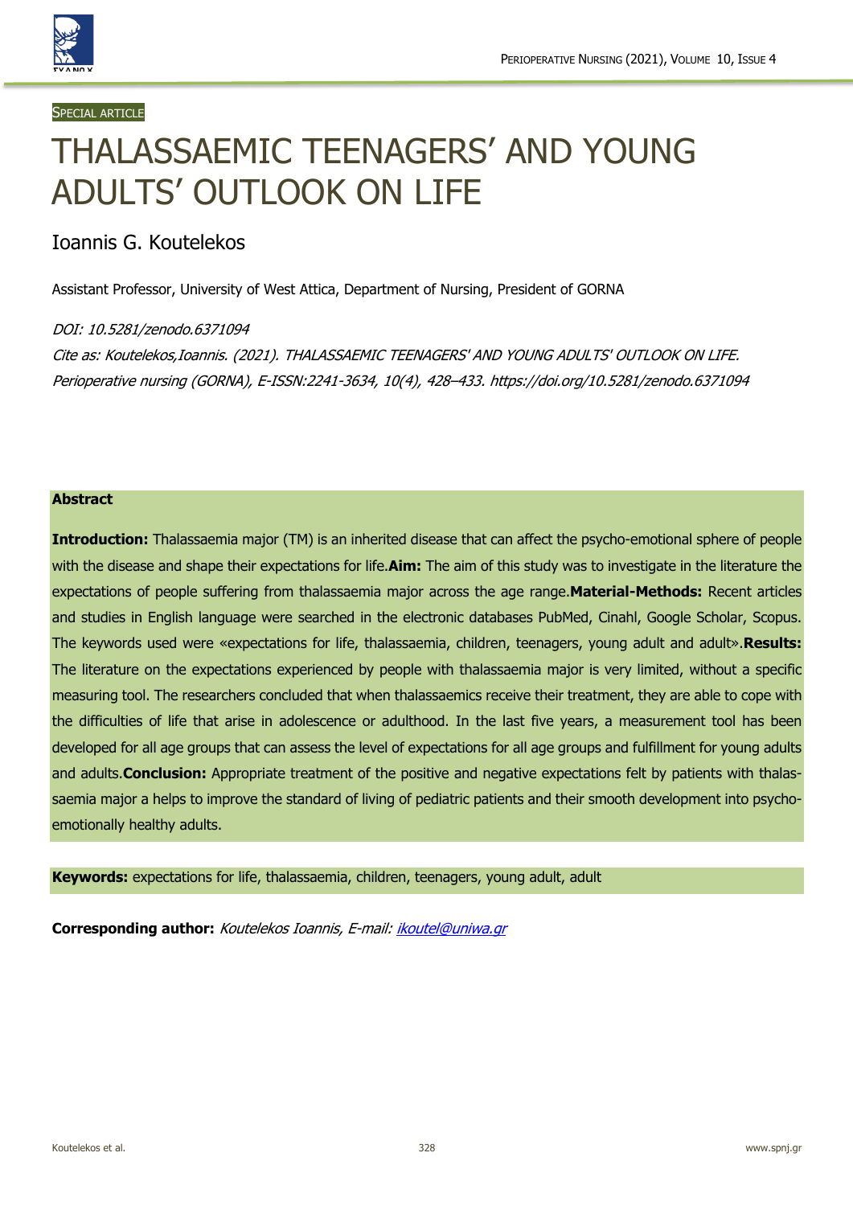SPECIAL ARTICLE

# THALASSAEMIC TEENAGERS' AND YOUNG ADULTS' OUTLOOK ON LIFE

Ioannis G. Koutelekos

Assistant Professor, University of West Attica, Department of Nursing, President of GORNA

*DOI: 10.5281/zenodo.6371094*

*Cite as: Koutelekos,Ioannis. (2021). THALASSAEMIC TEENAGERS' AND YOUNG ADULTS' OUTLOOK ON LIFE. Perioperative nursing (GORNA), E-ISSN:2241-3634, 10(4), 428–433. https://doi.org/10.5281/zenodo.6371094*

**Abstract**

**Introduction:** Thalassaemia major (TM) is an inherited disease that can affect the psycho-emotional sphere of people with the disease and shape their expectations for life.**Aim:** The aim of this study was to investigate in the literature the expectations of people suffering from thalassaemia major across the age range.**Material-Methods:** Recent articles and studies in English language were searched in the electronic databases PubMed, Cinahl, Google Scholar, Scopus. The keywords used were «expectations for life, thalassaemia, children, teenagers, young adult and adult».**Results:** The literature on the expectations experienced by people with thalassaemia major is very limited, without a specific measuring tool. The researchers concluded that when thalassaemics receive their treatment, they are able to cope with the difficulties of life that arise in adolescence or adulthood. In the last five years, a measurement tool has been developed for all age groups that can assess the level of expectations for all age groups and fulfillment for young adults and adults.**Conclusion:** Appropriate treatment of the positive and negative expectations felt by patients with thalassaemia major a helps to improve the standard of living of pediatric patients and their smooth development into psycho-emotionally healthy adults.

**Keywords:** expectations for life, thalassaemia, children, teenagers, young adult, adult

**Corresponding author:** *Koutelekos Ioannis, E-mail: ikoutel@uniwa.gr*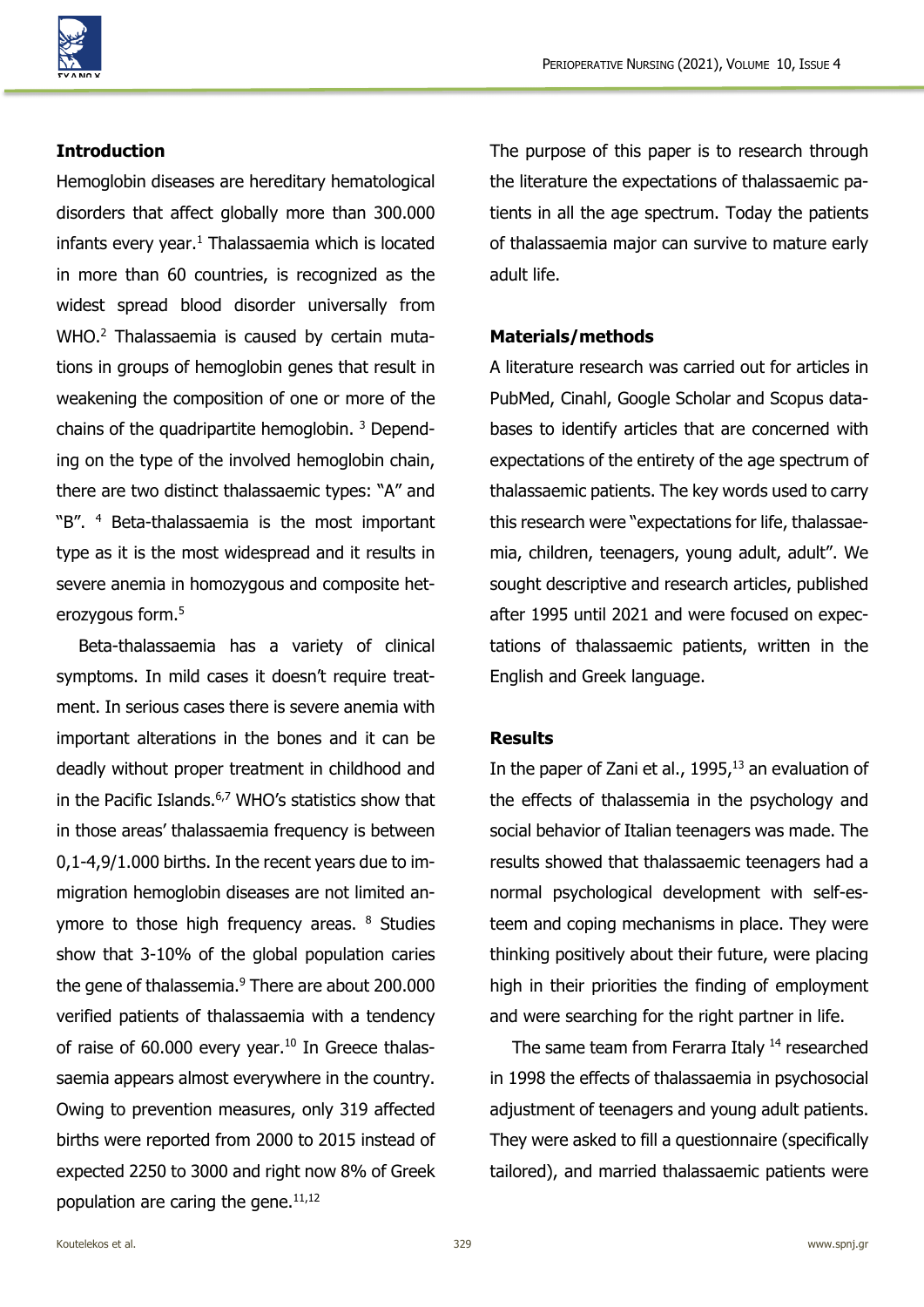## Introduction

Hemoglobin diseases are hereditary hematological disorders that affect globally more than 300.000 infants every year.[1] Thalassaemia which is located in more than 60 countries, is recognized as the widest spread blood disorder universally from WHO.[2] Thalassaemia is caused by certain mutations in groups of hemoglobin genes that result in weakening the composition of one or more of the chains of the quadripartite hemoglobin. [3] Depending on the type of the involved hemoglobin chain, there are two distinct thalassaemic types: "A" and "B". [4] Beta-thalassaemia is the most important type as it is the most widespread and it results in severe anemia in homozygous and composite heterozygous form.[5]

Beta-thalassaemia has a variety of clinical symptoms. In mild cases it doesn't require treatment. In serious cases there is severe anemia with important alterations in the bones and it can be deadly without proper treatment in childhood and in the Pacific Islands.[6,7] WHO's statistics show that in those areas' thalassaemia frequency is between 0,1-4,9/1.000 births. In the recent years due to immigration hemoglobin diseases are not limited anymore to those high frequency areas. [8] Studies show that 3-10% of the global population caries the gene of thalassemia.[9] There are about 200.000 verified patients of thalassaemia with a tendency of raise of 60.000 every year.[10] In Greece thalassaemia appears almost everywhere in the country. Owing to prevention measures, only 319 affected births were reported from 2000 to 2015 instead of expected 2250 to 3000 and right now 8% of Greek population are caring the gene.[11,12]

The purpose of this paper is to research through the literature the expectations of thalassaemic patients in all the age spectrum. Today the patients of thalassaemia major can survive to mature early adult life.

## Materials/methods

A literature research was carried out for articles in PubMed, Cinahl, Google Scholar and Scopus databases to identify articles that are concerned with expectations of the entirety of the age spectrum of thalassaemic patients. The key words used to carry this research were "expectations for life, thalassaemia, children, teenagers, young adult, adult". We sought descriptive and research articles, published after 1995 until 2021 and were focused on expectations of thalassaemic patients, written in the English and Greek language.

## Results

In the paper of Zani et al., 1995,[13] an evaluation of the effects of thalassemia in the psychology and social behavior of Italian teenagers was made. The results showed that thalassaemic teenagers had a normal psychological development with self-esteem and coping mechanisms in place. They were thinking positively about their future, were placing high in their priorities the finding of employment and were searching for the right partner in life.

The same team from Ferarra Italy [14] researched in 1998 the effects of thalassaemia in psychosocial adjustment of teenagers and young adult patients. They were asked to fill a questionnaire (specifically tailored), and married thalassaemic patients were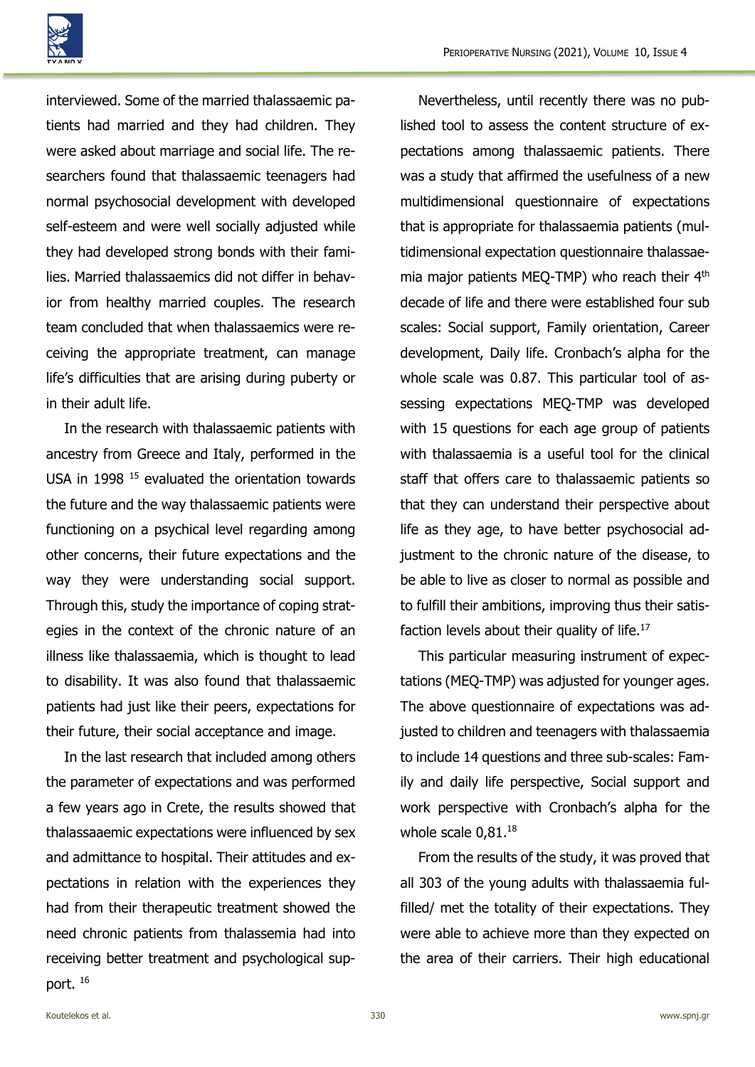interviewed. Some of the married thalassaemic patients had married and they had children. They were asked about marriage and social life. The researchers found that thalassaemic teenagers had normal psychosocial development with developed self-esteem and were well socially adjusted while they had developed strong bonds with their families. Married thalassaemics did not differ in behavior from healthy married couples. The research team concluded that when thalassaemics were receiving the appropriate treatment, can manage life's difficulties that are arising during puberty or in their adult life.

In the research with thalassaemic patients with ancestry from Greece and Italy, performed in the USA in 1998 [15] evaluated the orientation towards the future and the way thalassaemic patients were functioning on a psychical level regarding among other concerns, their future expectations and the way they were understanding social support. Through this, study the importance of coping strategies in the context of the chronic nature of an illness like thalassaemia, which is thought to lead to disability. It was also found that thalassaemic patients had just like their peers, expectations for their future, their social acceptance and image.

In the last research that included among others the parameter of expectations and was performed a few years ago in Crete, the results showed that thalassaaemic expectations were influenced by sex and admittance to hospital. Their attitudes and expectations in relation with the experiences they had from their therapeutic treatment showed the need chronic patients from thalassemia had into receiving better treatment and psychological support. [16]

Nevertheless, until recently there was no published tool to assess the content structure of expectations among thalassaemic patients. There was a study that affirmed the usefulness of a new multidimensional questionnaire of expectations that is appropriate for thalassaemia patients (multidimensional expectation questionnaire thalassaemia major patients MEQ-TMP) who reach their 4$^{th}$ decade of life and there were established four sub scales: Social support, Family orientation, Career development, Daily life. Cronbach's alpha for the whole scale was 0.87. This particular tool of assessing expectations MEQ-TMP was developed with 15 questions for each age group of patients with thalassaemia is a useful tool for the clinical staff that offers care to thalassaemic patients so that they can understand their perspective about life as they age, to have better psychosocial adjustment to the chronic nature of the disease, to be able to live as closer to normal as possible and to fulfill their ambitions, improving thus their satisfaction levels about their quality of life.[17]

This particular measuring instrument of expectations (MEQ-TMP) was adjusted for younger ages. The above questionnaire of expectations was adjusted to children and teenagers with thalassaemia to include 14 questions and three sub-scales: Family and daily life perspective, Social support and work perspective with Cronbach's alpha for the whole scale 0,81.[18]

From the results of the study, it was proved that all 303 of the young adults with thalassaemia fulfilled/ met the totality of their expectations. They were able to achieve more than they expected on the area of their carriers. Their high educational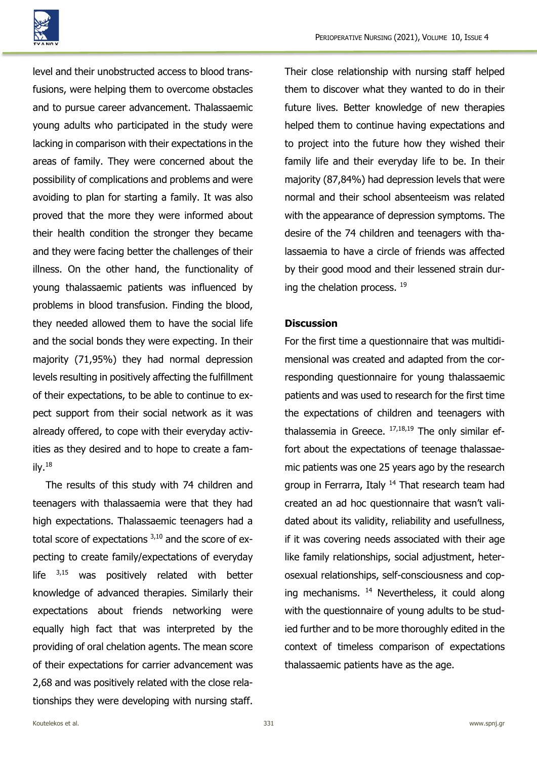level and their unobstructed access to blood transfusions, were helping them to overcome obstacles and to pursue career advancement. Thalassaemic young adults who participated in the study were lacking in comparison with their expectations in the areas of family. They were concerned about the possibility of complications and problems and were avoiding to plan for starting a family. It was also proved that the more they were informed about their health condition the stronger they became and they were facing better the challenges of their illness. On the other hand, the functionality of young thalassaemic patients was influenced by problems in blood transfusion. Finding the blood, they needed allowed them to have the social life and the social bonds they were expecting. In their majority (71,95%) they had normal depression levels resulting in positively affecting the fulfillment of their expectations, to be able to continue to expect support from their social network as it was already offered, to cope with their everyday activities as they desired and to hope to create a family.[18]

The results of this study with 74 children and teenagers with thalassaemia were that they had high expectations. Thalassaemic teenagers had a total score of expectations [3,10] and the score of expecting to create family/expectations of everyday life [3,15] was positively related with better knowledge of advanced therapies. Similarly their expectations about friends networking were equally high fact that was interpreted by the providing of oral chelation agents. The mean score of their expectations for carrier advancement was 2,68 and was positively related with the close relationships they were developing with nursing staff. Their close relationship with nursing staff helped them to discover what they wanted to do in their future lives. Better knowledge of new therapies helped them to continue having expectations and to project into the future how they wished their family life and their everyday life to be. In their majority (87,84%) had depression levels that were normal and their school absenteeism was related with the appearance of depression symptoms. The desire of the 74 children and teenagers with thalassaemia to have a circle of friends was affected by their good mood and their lessened strain during the chelation process. [19]

## Discussion

For the first time a questionnaire that was multidimensional was created and adapted from the corresponding questionnaire for young thalassaemic patients and was used to research for the first time the expectations of children and teenagers with thalassemia in Greece. [17,18,19] The only similar effort about the expectations of teenage thalassaemic patients was one 25 years ago by the research group in Ferrarra, Italy [14] That research team had created an ad hoc questionnaire that wasn't validated about its validity, reliability and usefullness, if it was covering needs associated with their age like family relationships, social adjustment, heterosexual relationships, self-consciousness and coping mechanisms. [14] Nevertheless, it could along with the questionnaire of young adults to be studied further and to be more thoroughly edited in the context of timeless comparison of expectations thalassaemic patients have as the age.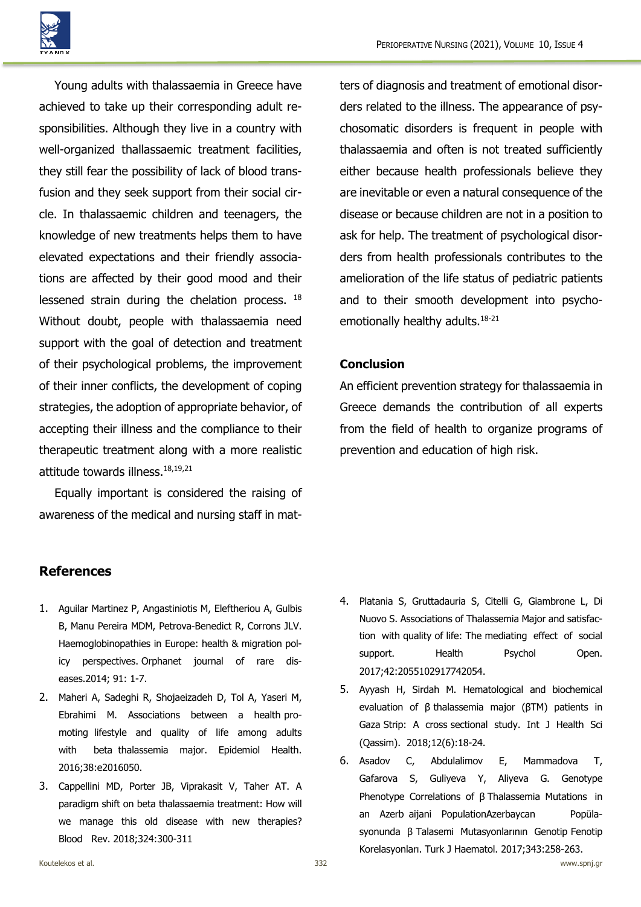Young adults with thalassaemia in Greece have achieved to take up their corresponding adult responsibilities. Although they live in a country with well-organized thallassaemic treatment facilities, they still fear the possibility of lack of blood transfusion and they seek support from their social circle. In thalassaemic children and teenagers, the knowledge of new treatments helps them to have elevated expectations and their friendly associations are affected by their good mood and their lessened strain during the chelation process. [18] Without doubt, people with thalassaemia need support with the goal of detection and treatment of their psychological problems, the improvement of their inner conflicts, the development of coping strategies, the adoption of appropriate behavior, of accepting their illness and the compliance to their therapeutic treatment along with a more realistic attitude towards illness.[18,19,21]

Equally important is considered the raising of awareness of the medical and nursing staff in matters of diagnosis and treatment of emotional disorders related to the illness. The appearance of psychosomatic disorders is frequent in people with thalassaemia and often is not treated sufficiently either because health professionals believe they are inevitable or even a natural consequence of the disease or because children are not in a position to ask for help. The treatment of psychological disorders from health professionals contributes to the amelioration of the life status of pediatric patients and to their smooth development into psycho-emotionally healthy adults.[18-21]

## Conclusion

An efficient prevention strategy for thalassaemia in Greece demands the contribution of all experts from the field of health to organize programs of prevention and education of high risk.

## References

1. Aguilar Martinez P, Angastiniotis M, Eleftheriou A, Gulbis B, Manu Pereira MDM, Petrova-Benedict R, Corrons JLV. Haemoglobinopathies in Europe: health & migration policy perspectives. Orphanet journal of rare diseases.2014; 91: 1-7.
2. Maheri A, Sadeghi R, Shojaeizadeh D, Tol A, Yaseri M, Ebrahimi M. Associations between a health promoting lifestyle and quality of life among adults with beta thalassemia major. Epidemiol Health. 2016;38:e2016050.
3. Cappellini MD, Porter JB, Viprakasit V, Taher AT. A paradigm shift on beta thalassaemia treatment: How will we manage this old disease with new therapies? Blood Rev. 2018;324:300-311
4. Platania S, Gruttadauria S, Citelli G, Giambrone L, Di Nuovo S. Associations of Thalassemia Major and satisfaction with quality of life: The mediating effect of social support. Health Psychol Open. 2017;42:2055102917742054.
5. Ayyash H, Sirdah M. Hematological and biochemical evaluation of β thalassemia major (βTM) patients in Gaza Strip: A cross sectional study. Int J Health Sci (Qassim). 2018;12(6):18-24.
6. Asadov C, Abdulalimov E, Mammadova T, Gafarova S, Guliyeva Y, Aliyeva G. Genotype Phenotype Correlations of β Thalassemia Mutations in an Azerb aijani PopulationAzerbaycan Popülasyonunda β Talasemi Mutasyonlarının Genotip Fenotip Korelasyonları. Turk J Haematol. 2017;343:258-263.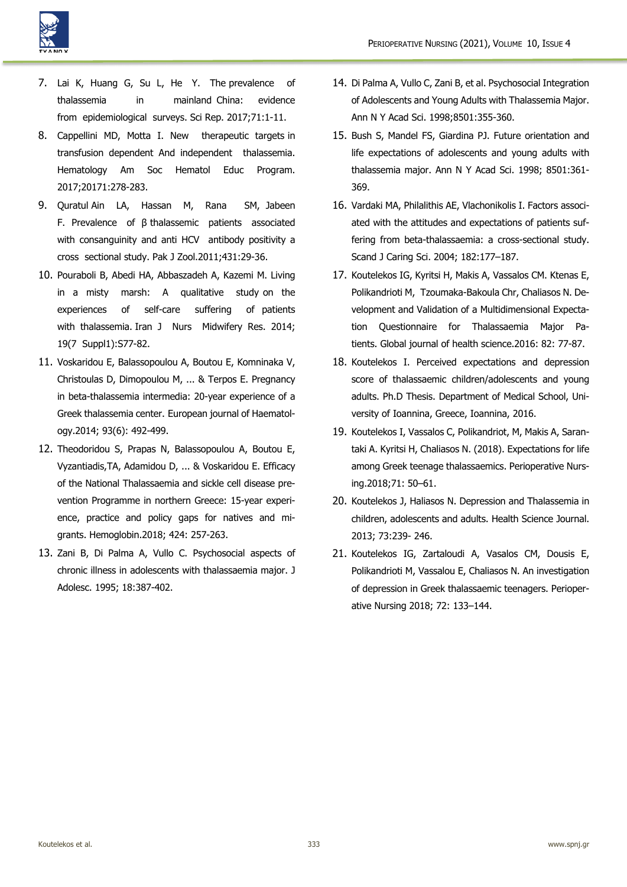7. Lai K, Huang G, Su L, He Y. The prevalence of thalassemia in mainland China: evidence from epidemiological surveys. Sci Rep. 2017;71:1-11.
8. Cappellini MD, Motta I. New therapeutic targets in transfusion dependent And independent thalassemia. Hematology Am Soc Hematol Educ Program. 2017;20171:278-283.
9. Quratul Ain LA, Hassan M, Rana SM, Jabeen F. Prevalence of β thalassemic patients associated with consanguinity and anti HCV antibody positivity a cross sectional study. Pak J Zool.2011;431:29-36.
10. Pouraboli B, Abedi HA, Abbaszadeh A, Kazemi M. Living in a misty marsh: A qualitative study on the experiences of self-care suffering of patients with thalassemia. Iran J Nurs Midwifery Res. 2014; 19(7 Suppl1):S77-82.
11. Voskaridou E, Balassopoulou A, Boutou E, Komninaka V, Christoulas D, Dimopoulou M, ... & Terpos E. Pregnancy in beta-thalassemia intermedia: 20-year experience of a Greek thalassemia center. European journal of Haematology.2014; 93(6): 492-499.
12. Theodoridou S, Prapas N, Balassopoulou A, Boutou E, Vyzantiadis,TA, Adamidou D, ... & Voskaridou E. Efficacy of the National Thalassaemia and sickle cell disease prevention Programme in northern Greece: 15-year experience, practice and policy gaps for natives and migrants. Hemoglobin.2018; 424: 257-263.
13. Zani B, Di Palma A, Vullo C. Psychosocial aspects of chronic illness in adolescents with thalassaemia major. J Adolesc. 1995; 18:387-402.
14. Di Palma A, Vullo C, Zani B, et al. Psychosocial Integration of Adolescents and Young Adults with Thalassemia Major. Ann N Y Acad Sci. 1998;8501:355-360.
15. Bush S, Mandel FS, Giardina PJ. Future orientation and life expectations of adolescents and young adults with thalassemia major. Ann N Y Acad Sci. 1998; 8501:361-369.
16. Vardaki MA, Philalithis AE, Vlachonikolis I. Factors associated with the attitudes and expectations of patients suffering from beta-thalassaemia: a cross-sectional study. Scand J Caring Sci. 2004; 182:177–187.
17. Koutelekos IG, Kyritsi H, Makis A, Vassalos CM. Ktenas E, Polikandrioti M, Tzoumaka-Bakoula Chr, Chaliasos N. Development and Validation of a Multidimensional Expectation Questionnaire for Thalassaemia Major Patients. Global journal of health science.2016: 82: 77-87.
18. Koutelekos I. Perceived expectations and depression score of thalassaemic children/adolescents and young adults. Ph.D Thesis. Department of Medical School, University of Ioannina, Greece, Ioannina, 2016.
19. Koutelekos I, Vassalos C, Polikandriot, M, Makis A, Sarantaki A. Kyritsi H, Chaliasos N. (2018). Expectations for life among Greek teenage thalassaemics. Perioperative Nursing.2018;71: 50–61.
20. Koutelekos J, Haliasos N. Depression and Thalassemia in children, adolescents and adults. Health Science Journal. 2013; 73:239- 246.
21. Koutelekos IG, Zartaloudi A, Vasalos CM, Dousis E, Polikandrioti M, Vassalou E, Chaliasos N. An investigation of depression in Greek thalassaemic teenagers. Perioperative Nursing 2018; 72: 133–144.